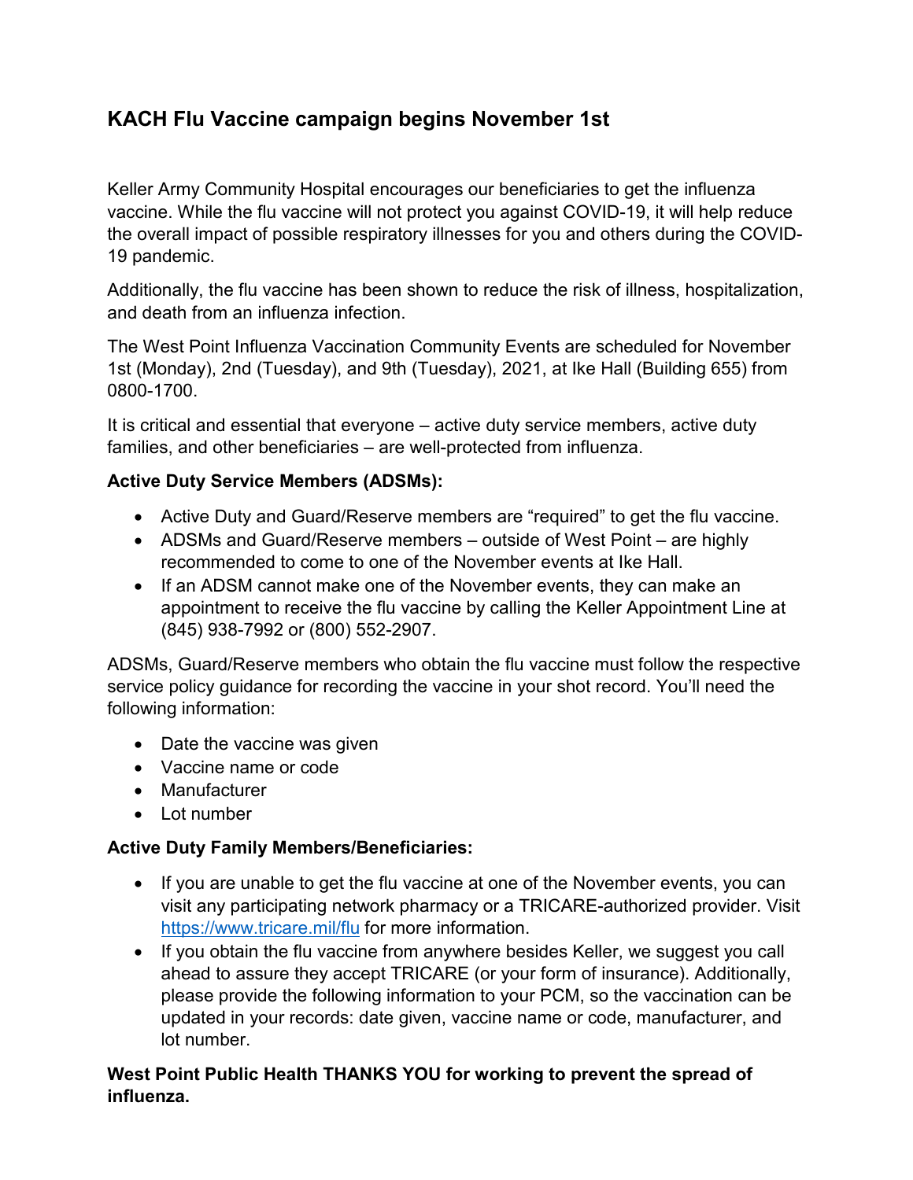## KACH Flu Vaccine campaign begins November 1st

Keller Army Community Hospital encourages our beneficiaries to get the influenza vaccine. While the flu vaccine will not protect you against COVID-19, it will help reduce the overall impact of possible respiratory illnesses for you and others during the COVID-19 pandemic.

Additionally, the flu vaccine has been shown to reduce the risk of illness, hospitalization, and death from an influenza infection.

The West Point Influenza Vaccination Community Events are scheduled for November 1st (Monday), 2nd (Tuesday), and 9th (Tuesday), 2021, at Ike Hall (Building 655) from 0800-1700.

It is critical and essential that everyone – active duty service members, active duty families, and other beneficiaries – are well-protected from influenza.

**Active Duty Service Members (ADSMs):**

- Active Duty and Guard/Reserve members are "required" to get the flu vaccine.
- ADSMs and Guard/Reserve members – outside of West Point – are highly recommended to come to one of the November events at Ike Hall.
- If an ADSM cannot make one of the November events, they can make an appointment to receive the flu vaccine by calling the Keller Appointment Line at (845) 938-7992 or (800) 552-2907.

ADSMs, Guard/Reserve members who obtain the flu vaccine must follow the respective service policy guidance for recording the vaccine in your shot record. You'll need the following information:

- Date the vaccine was given
- Vaccine name or code
- Manufacturer
- Lot number

**Active Duty Family Members/Beneficiaries:**

- If you are unable to get the flu vaccine at one of the November events, you can visit any participating network pharmacy or a TRICARE-authorized provider. Visit https://www.tricare.mil/flu for more information.
- If you obtain the flu vaccine from anywhere besides Keller, we suggest you call ahead to assure they accept TRICARE (or your form of insurance). Additionally, please provide the following information to your PCM, so the vaccination can be updated in your records: date given, vaccine name or code, manufacturer, and lot number.

**West Point Public Health THANKS YOU for working to prevent the spread of influenza.**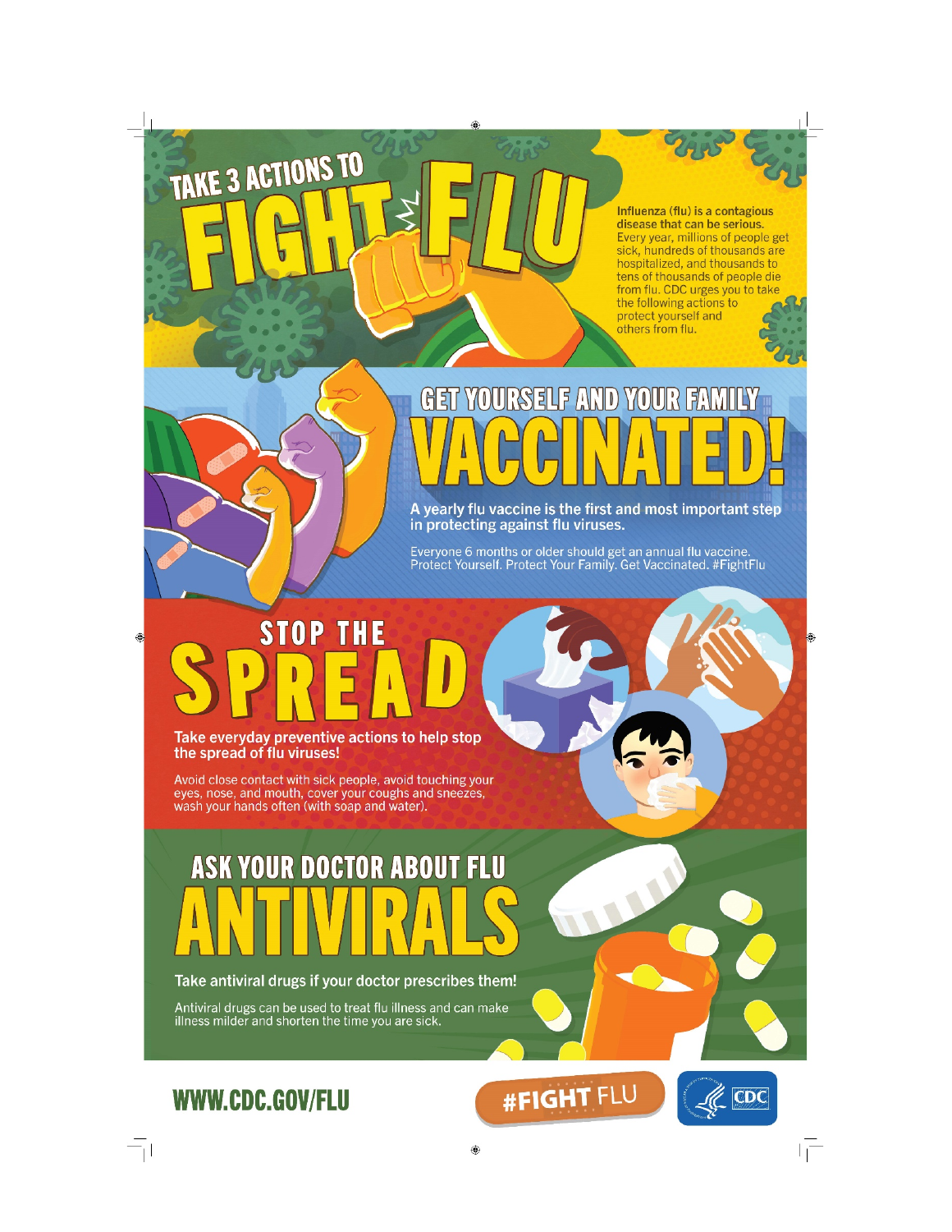# TAKE 3 ACTIONS TO FIGHT FLU

Influenza (flu) is a contagious disease that can be serious. Every year, millions of people get sick, hundreds of thousands are hospitalized, and thousands to tens of thousands of people die from flu. CDC urges you to take the following actions to protect yourself and others from flu.

## GET YOURSELF AND YOUR FAMILY VACCINATED!

**A yearly flu vaccine is the first and most important step in protecting against flu viruses.**

Everyone 6 months or older should get an annual flu vaccine. Protect Yourself. Protect Your Family. Get Vaccinated. #FightFlu

## STOP THE SPREAD

**Take everyday preventive actions to help stop the spread of flu viruses!**

Avoid close contact with sick people, avoid touching your eyes, nose, and mouth, cover your coughs and sneezes, wash your hands often (with soap and water).

## ASK YOUR DOCTOR ABOUT FLU ANTIVIRALS

**Take antiviral drugs if your doctor prescribes them!**

Antiviral drugs can be used to treat flu illness and can make illness milder and shorten the time you are sick.

WWW.CDC.GOV/FLU

#FIGHT FLU

CDC